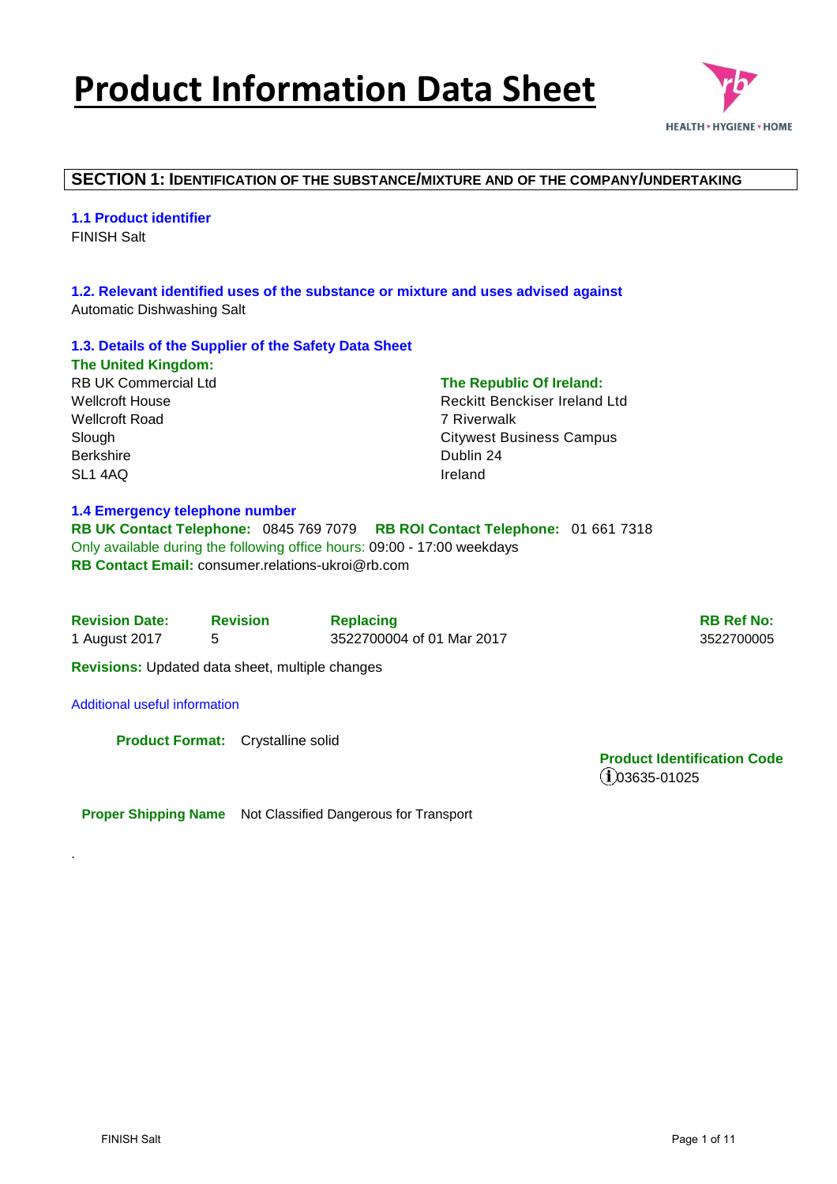# Product Information Data Sheet

## SECTION 1: IDENTIFICATION OF THE SUBSTANCE/MIXTURE AND OF THE COMPANY/UNDERTAKING

### 1.1 Product identifier

FINISH Salt

### 1.2. Relevant identified uses of the substance or mixture and uses advised against

Automatic Dishwashing Salt

### 1.3. Details of the Supplier of the Safety Data Sheet

**The United Kingdom:**

RB UK Commercial Ltd
Wellcroft House
Wellcroft Road
Slough
Berkshire
SL1 4AQ

**The Republic Of Ireland:**

Reckitt Benckiser Ireland Ltd
7 Riverwalk
Citywest Business Campus
Dublin 24
Ireland

### 1.4 Emergency telephone number

**RB UK Contact Telephone:** 0845 769 7079 **RB ROI Contact Telephone:** 01 661 7318

Only available during the following office hours: 09:00 - 17:00 weekdays

**RB Contact Email:** consumer.relations-ukroi@rb.com

| Revision Date: | Revision | Replacing | RB Ref No: |
|---|---|---|---|
| 1 August 2017 | 5 | 3522700004 of 01 Mar 2017 | 3522700005 |

**Revisions:** Updated data sheet, multiple changes

Additional useful information

**Product Format:** Crystalline solid

**Product Identification Code**
ⓘ03635-01025

**Proper Shipping Name** Not Classified Dangerous for Transport

.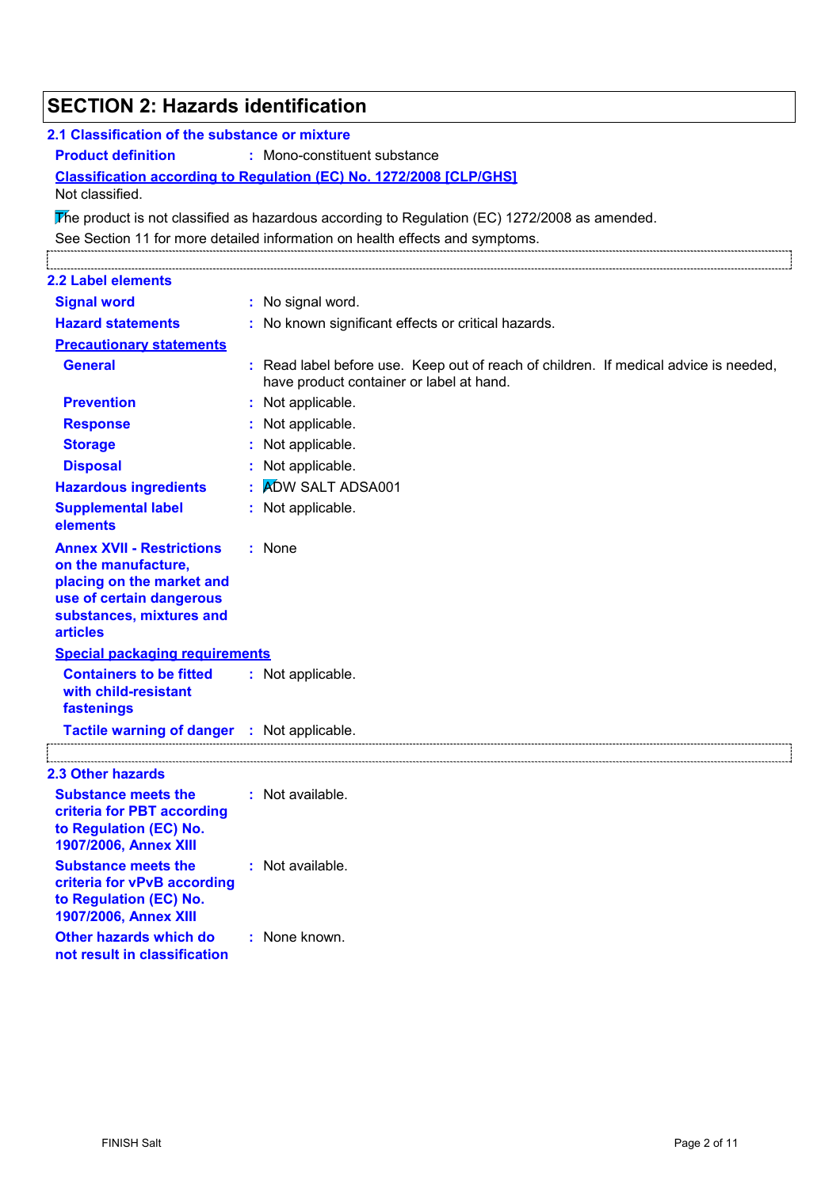# SECTION 2: Hazards identification

## 2.1 Classification of the substance or mixture

**Product definition** : Mono-constituent substance

**Classification according to Regulation (EC) No. 1272/2008 [CLP/GHS]**

Not classified.

The product is not classified as hazardous according to Regulation (EC) 1272/2008 as amended.

See Section 11 for more detailed information on health effects and symptoms.

## 2.2 Label elements

**Signal word** : No signal word.

**Hazard statements** : No known significant effects or critical hazards.

**Precautionary statements**

**General** : Read label before use. Keep out of reach of children. If medical advice is needed, have product container or label at hand.

**Prevention** : Not applicable.

**Response** : Not applicable.

**Storage** : Not applicable.

**Disposal** : Not applicable.

**Hazardous ingredients** : ADW SALT ADSA001

**Supplemental label elements** : Not applicable.

**Annex XVII - Restrictions on the manufacture, placing on the market and use of certain dangerous substances, mixtures and articles** : None

**Special packaging requirements**

**Containers to be fitted with child-resistant fastenings** : Not applicable.

**Tactile warning of danger** : Not applicable.

## 2.3 Other hazards

**Substance meets the criteria for PBT according to Regulation (EC) No. 1907/2006, Annex XIII** : Not available.

**Substance meets the criteria for vPvB according to Regulation (EC) No. 1907/2006, Annex XIII** : Not available.

**Other hazards which do not result in classification** : None known.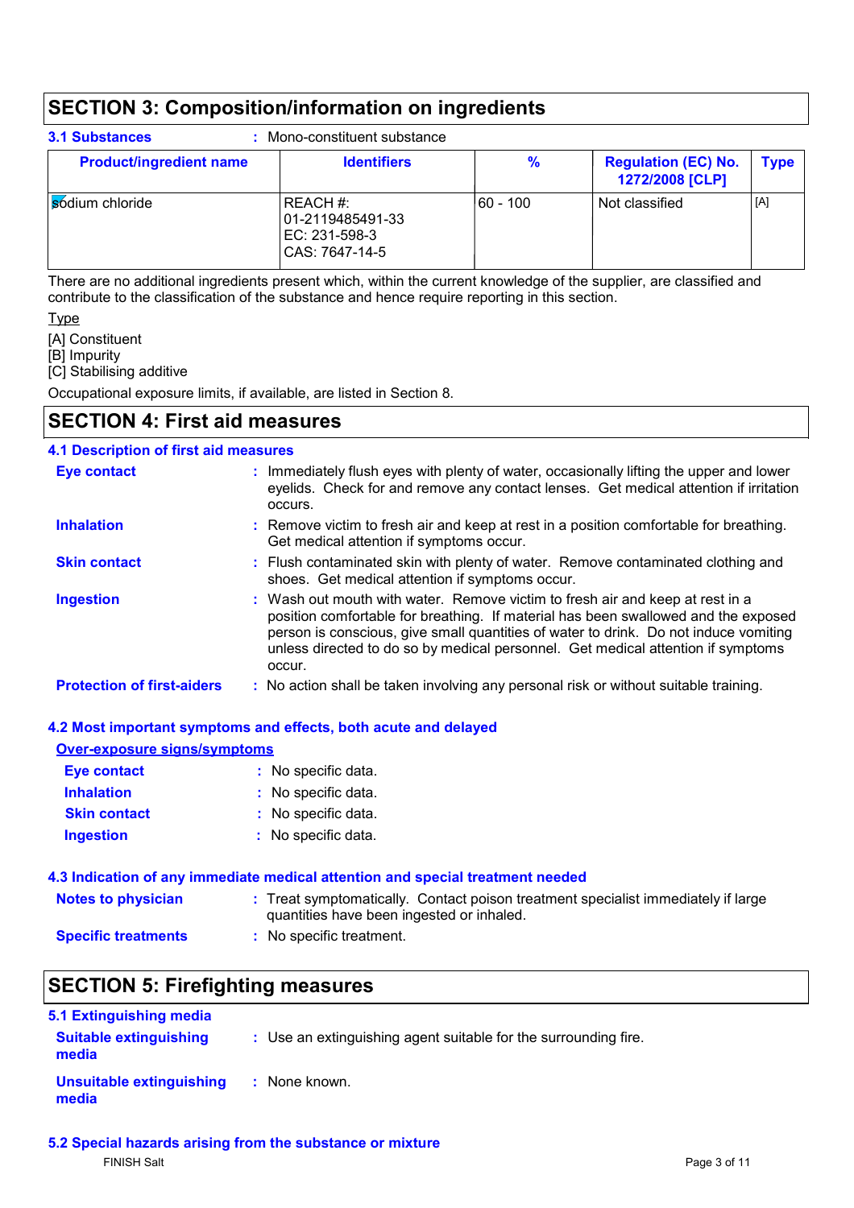## SECTION 3: Composition/information on ingredients

**3.1 Substances** : Mono-constituent substance

| Product/ingredient name | Identifiers | % | Regulation (EC) No. 1272/2008 [CLP] | Type |
|---|---|---|---|---|
| sodium chloride | REACH #: 01-2119485491-33<br>EC: 231-598-3<br>CAS: 7647-14-5 | 60 - 100 | Not classified | [A] |

There are no additional ingredients present which, within the current knowledge of the supplier, are classified and contribute to the classification of the substance and hence require reporting in this section.

Type

[A] Constituent
[B] Impurity
[C] Stabilising additive

Occupational exposure limits, if available, are listed in Section 8.

## SECTION 4: First aid measures

### 4.1 Description of first aid measures

**Eye contact** : Immediately flush eyes with plenty of water, occasionally lifting the upper and lower eyelids. Check for and remove any contact lenses. Get medical attention if irritation occurs.

**Inhalation** : Remove victim to fresh air and keep at rest in a position comfortable for breathing. Get medical attention if symptoms occur.

**Skin contact** : Flush contaminated skin with plenty of water. Remove contaminated clothing and shoes. Get medical attention if symptoms occur.

**Ingestion** : Wash out mouth with water. Remove victim to fresh air and keep at rest in a position comfortable for breathing. If material has been swallowed and the exposed person is conscious, give small quantities of water to drink. Do not induce vomiting unless directed to do so by medical personnel. Get medical attention if symptoms occur.

**Protection of first-aiders** : No action shall be taken involving any personal risk or without suitable training.

### 4.2 Most important symptoms and effects, both acute and delayed

**Over-exposure signs/symptoms**

**Eye contact** : No specific data.

**Inhalation** : No specific data.

**Skin contact** : No specific data.

**Ingestion** : No specific data.

### 4.3 Indication of any immediate medical attention and special treatment needed

**Notes to physician** : Treat symptomatically. Contact poison treatment specialist immediately if large quantities have been ingested or inhaled.

**Specific treatments** : No specific treatment.

## SECTION 5: Firefighting measures

### 5.1 Extinguishing media

**Suitable extinguishing media** : Use an extinguishing agent suitable for the surrounding fire.

**Unsuitable extinguishing media** : None known.

### 5.2 Special hazards arising from the substance or mixture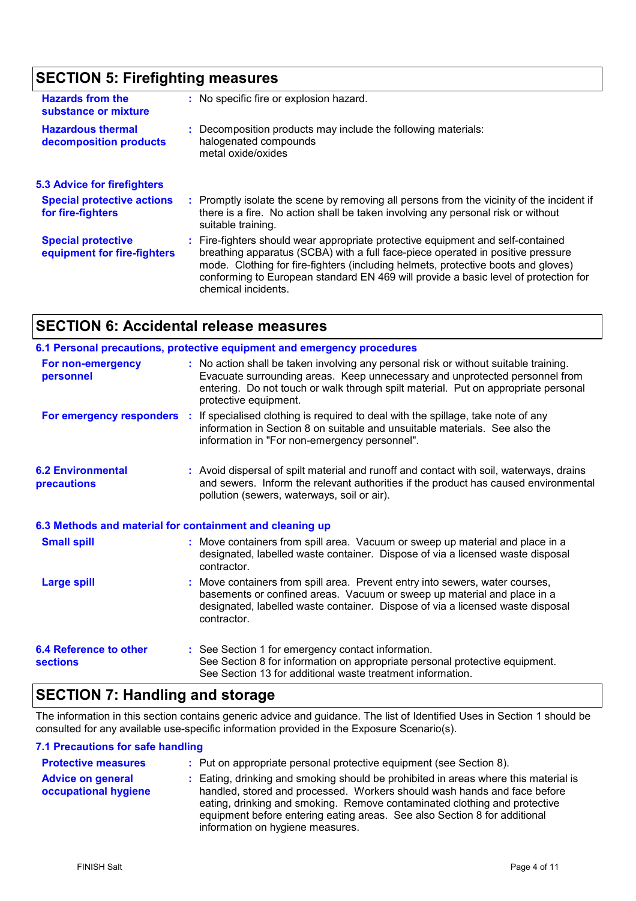## SECTION 5: Firefighting measures

**Hazards from the substance or mixture** : No specific fire or explosion hazard.

**Hazardous thermal decomposition products** : Decomposition products may include the following materials:
halogenated compounds
metal oxide/oxides

### 5.3 Advice for firefighters

**Special protective actions for fire-fighters** : Promptly isolate the scene by removing all persons from the vicinity of the incident if there is a fire. No action shall be taken involving any personal risk or without suitable training.

**Special protective equipment for fire-fighters** : Fire-fighters should wear appropriate protective equipment and self-contained breathing apparatus (SCBA) with a full face-piece operated in positive pressure mode. Clothing for fire-fighters (including helmets, protective boots and gloves) conforming to European standard EN 469 will provide a basic level of protection for chemical incidents.

## SECTION 6: Accidental release measures

### 6.1 Personal precautions, protective equipment and emergency procedures

**For non-emergency personnel** : No action shall be taken involving any personal risk or without suitable training. Evacuate surrounding areas. Keep unnecessary and unprotected personnel from entering. Do not touch or walk through spilt material. Put on appropriate personal protective equipment.

**For emergency responders** : If specialised clothing is required to deal with the spillage, take note of any information in Section 8 on suitable and unsuitable materials. See also the information in "For non-emergency personnel".

**6.2 Environmental precautions** : Avoid dispersal of spilt material and runoff and contact with soil, waterways, drains and sewers. Inform the relevant authorities if the product has caused environmental pollution (sewers, waterways, soil or air).

### 6.3 Methods and material for containment and cleaning up

**Small spill** : Move containers from spill area. Vacuum or sweep up material and place in a designated, labelled waste container. Dispose of via a licensed waste disposal contractor.

**Large spill** : Move containers from spill area. Prevent entry into sewers, water courses, basements or confined areas. Vacuum or sweep up material and place in a designated, labelled waste container. Dispose of via a licensed waste disposal contractor.

**6.4 Reference to other sections** : See Section 1 for emergency contact information.
See Section 8 for information on appropriate personal protective equipment.
See Section 13 for additional waste treatment information.

## SECTION 7: Handling and storage

The information in this section contains generic advice and guidance. The list of Identified Uses in Section 1 should be consulted for any available use-specific information provided in the Exposure Scenario(s).

### 7.1 Precautions for safe handling

**Protective measures** : Put on appropriate personal protective equipment (see Section 8).

**Advice on general occupational hygiene** : Eating, drinking and smoking should be prohibited in areas where this material is handled, stored and processed. Workers should wash hands and face before eating, drinking and smoking. Remove contaminated clothing and protective equipment before entering eating areas. See also Section 8 for additional information on hygiene measures.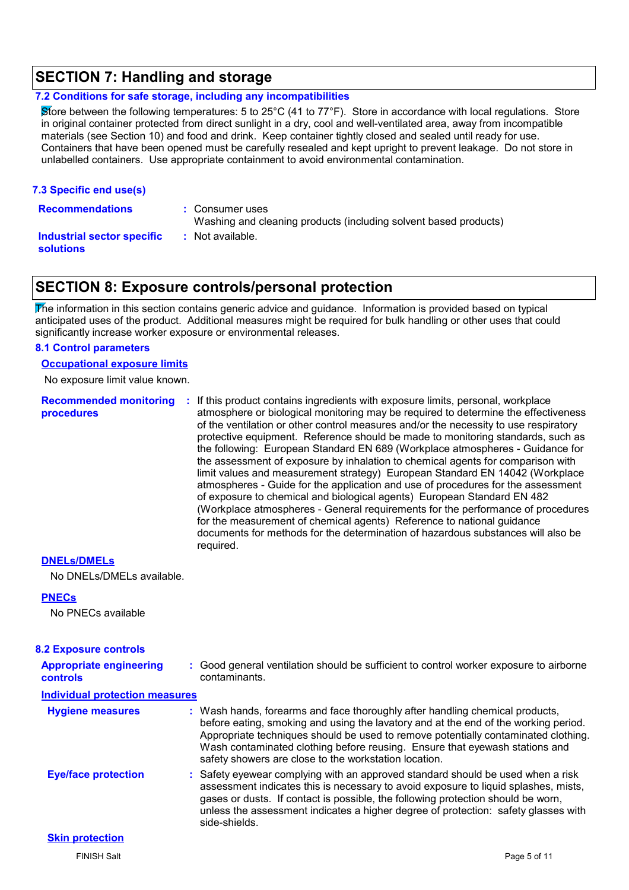## SECTION 7: Handling and storage

### 7.2 Conditions for safe storage, including any incompatibilities

Store between the following temperatures: 5 to 25°C (41 to 77°F). Store in accordance with local regulations. Store in original container protected from direct sunlight in a dry, cool and well-ventilated area, away from incompatible materials (see Section 10) and food and drink. Keep container tightly closed and sealed until ready for use. Containers that have been opened must be carefully resealed and kept upright to prevent leakage. Do not store in unlabelled containers. Use appropriate containment to avoid environmental contamination.

### 7.3 Specific end use(s)

**Recommendations** : Consumer uses
Washing and cleaning products (including solvent based products)

**Industrial sector specific solutions** : Not available.

## SECTION 8: Exposure controls/personal protection

The information in this section contains generic advice and guidance. Information is provided based on typical anticipated uses of the product. Additional measures might be required for bulk handling or other uses that could significantly increase worker exposure or environmental releases.

### 8.1 Control parameters

**Occupational exposure limits**

No exposure limit value known.

**Recommended monitoring procedures** : If this product contains ingredients with exposure limits, personal, workplace atmosphere or biological monitoring may be required to determine the effectiveness of the ventilation or other control measures and/or the necessity to use respiratory protective equipment. Reference should be made to monitoring standards, such as the following: European Standard EN 689 (Workplace atmospheres - Guidance for the assessment of exposure by inhalation to chemical agents for comparison with limit values and measurement strategy) European Standard EN 14042 (Workplace atmospheres - Guide for the application and use of procedures for the assessment of exposure to chemical and biological agents) European Standard EN 482 (Workplace atmospheres - General requirements for the performance of procedures for the measurement of chemical agents) Reference to national guidance documents for methods for the determination of hazardous substances will also be required.

**DNELs/DMELs**

No DNELs/DMELs available.

**PNECs**

No PNECs available

### 8.2 Exposure controls

**Appropriate engineering controls** : Good general ventilation should be sufficient to control worker exposure to airborne contaminants.

**Individual protection measures**

**Hygiene measures** : Wash hands, forearms and face thoroughly after handling chemical products, before eating, smoking and using the lavatory and at the end of the working period. Appropriate techniques should be used to remove potentially contaminated clothing. Wash contaminated clothing before reusing. Ensure that eyewash stations and safety showers are close to the workstation location.

**Eye/face protection** : Safety eyewear complying with an approved standard should be used when a risk assessment indicates this is necessary to avoid exposure to liquid splashes, mists, gases or dusts. If contact is possible, the following protection should be worn, unless the assessment indicates a higher degree of protection: safety glasses with side-shields.

**Skin protection**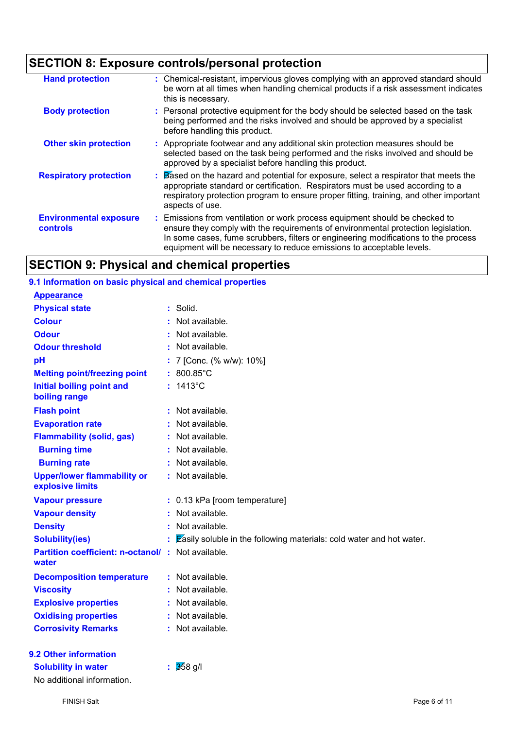## SECTION 8: Exposure controls/personal protection

| | | |
|---|---|---|
| **Hand protection** | : | Chemical-resistant, impervious gloves complying with an approved standard should be worn at all times when handling chemical products if a risk assessment indicates this is necessary. |
| **Body protection** | : | Personal protective equipment for the body should be selected based on the task being performed and the risks involved and should be approved by a specialist before handling this product. |
| **Other skin protection** | : | Appropriate footwear and any additional skin protection measures should be selected based on the task being performed and the risks involved and should be approved by a specialist before handling this product. |
| **Respiratory protection** | : | Based on the hazard and potential for exposure, select a respirator that meets the appropriate standard or certification. Respirators must be used according to a respiratory protection program to ensure proper fitting, training, and other important aspects of use. |
| **Environmental exposure controls** | : | Emissions from ventilation or work process equipment should be checked to ensure they comply with the requirements of environmental protection legislation. In some cases, fume scrubbers, filters or engineering modifications to the process equipment will be necessary to reduce emissions to acceptable levels. |

## SECTION 9: Physical and chemical properties

### 9.1 Information on basic physical and chemical properties

**Appearance**

| | | |
|---|---|---|
| **Physical state** | : | Solid. |
| **Colour** | : | Not available. |
| **Odour** | : | Not available. |
| **Odour threshold** | : | Not available. |
| **pH** | : | 7 [Conc. (% w/w): 10%] |
| **Melting point/freezing point** | : | 800.85°C |
| **Initial boiling point and boiling range** | : | 1413°C |
| **Flash point** | : | Not available. |
| **Evaporation rate** | : | Not available. |
| **Flammability (solid, gas)** | : | Not available. |
| **Burning time** | : | Not available. |
| **Burning rate** | : | Not available. |
| **Upper/lower flammability or explosive limits** | : | Not available. |
| **Vapour pressure** | : | 0.13 kPa [room temperature] |
| **Vapour density** | : | Not available. |
| **Density** | : | Not available. |
| **Solubility(ies)** | : | Easily soluble in the following materials: cold water and hot water. |
| **Partition coefficient: n-octanol/ water** | : | Not available. |
| **Decomposition temperature** | : | Not available. |
| **Viscosity** | : | Not available. |
| **Explosive properties** | : | Not available. |
| **Oxidising properties** | : | Not available. |
| **Corrosivity Remarks** | : | Not available. |

### 9.2 Other information

| | | |
|---|---|---|
| **Solubility in water** | : | 358 g/l |

No additional information.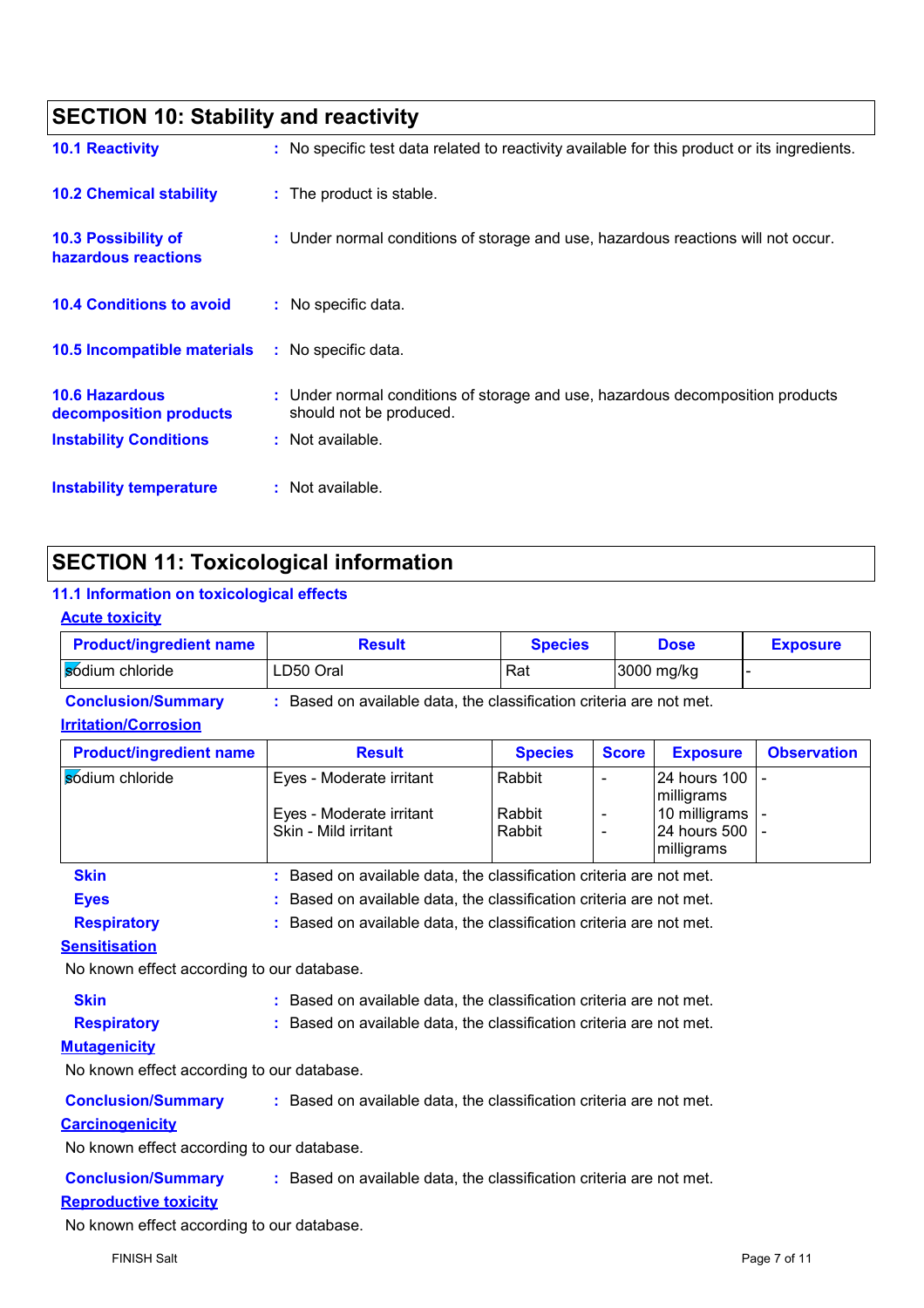## SECTION 10: Stability and reactivity

**10.1 Reactivity** : No specific test data related to reactivity available for this product or its ingredients.

**10.2 Chemical stability** : The product is stable.

**10.3 Possibility of hazardous reactions** : Under normal conditions of storage and use, hazardous reactions will not occur.

**10.4 Conditions to avoid** : No specific data.

**10.5 Incompatible materials** : No specific data.

**10.6 Hazardous decomposition products** : Under normal conditions of storage and use, hazardous decomposition products should not be produced.

**Instability Conditions** : Not available.

**Instability temperature** : Not available.

## SECTION 11: Toxicological information

### 11.1 Information on toxicological effects

**Acute toxicity**

| Product/ingredient name | Result | Species | Dose | Exposure |
|---|---|---|---|---|
| sodium chloride | LD50 Oral | Rat | 3000 mg/kg | - |

**Conclusion/Summary** : Based on available data, the classification criteria are not met.

**Irritation/Corrosion**

| Product/ingredient name | Result | Species | Score | Exposure | Observation |
|---|---|---|---|---|---|
| sodium chloride | Eyes - Moderate irritant | Rabbit | - | 24 hours 100 milligrams | - |
| | Eyes - Moderate irritant | Rabbit | - | 10 milligrams | - |
| | Skin - Mild irritant | Rabbit | - | 24 hours 500 milligrams | - |

**Skin** : Based on available data, the classification criteria are not met.

**Eyes** : Based on available data, the classification criteria are not met.

**Respiratory** : Based on available data, the classification criteria are not met.

**Sensitisation**

No known effect according to our database.

**Skin** : Based on available data, the classification criteria are not met.

**Respiratory** : Based on available data, the classification criteria are not met.

**Mutagenicity**

No known effect according to our database.

**Conclusion/Summary** : Based on available data, the classification criteria are not met.

**Carcinogenicity**

No known effect according to our database.

**Conclusion/Summary** : Based on available data, the classification criteria are not met.

**Reproductive toxicity**

No known effect according to our database.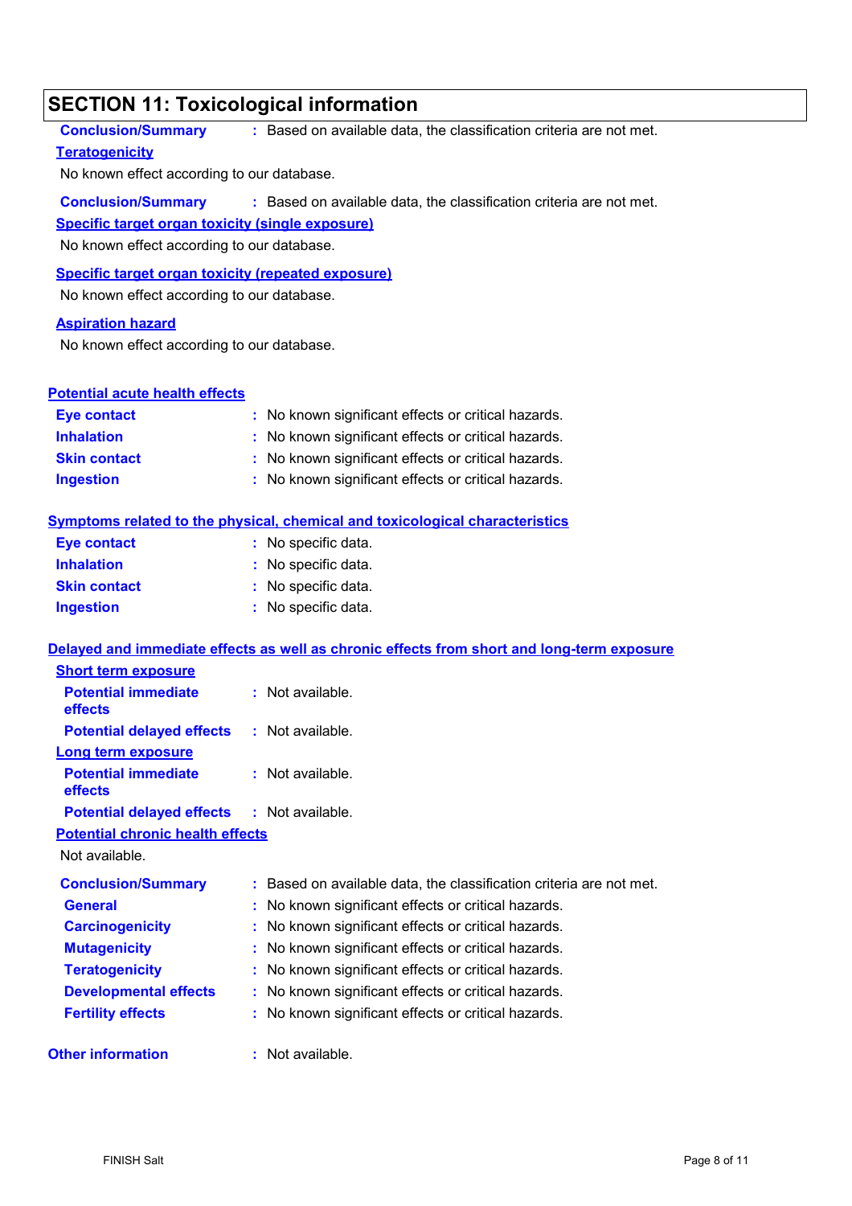## SECTION 11: Toxicological information

**Conclusion/Summary** : Based on available data, the classification criteria are not met.

**Teratogenicity**

No known effect according to our database.

**Conclusion/Summary** : Based on available data, the classification criteria are not met.

**Specific target organ toxicity (single exposure)**

No known effect according to our database.

**Specific target organ toxicity (repeated exposure)**

No known effect according to our database.

**Aspiration hazard**

No known effect according to our database.

**Potential acute health effects**

**Eye contact** : No known significant effects or critical hazards.
**Inhalation** : No known significant effects or critical hazards.
**Skin contact** : No known significant effects or critical hazards.
**Ingestion** : No known significant effects or critical hazards.

**Symptoms related to the physical, chemical and toxicological characteristics**

**Eye contact** : No specific data.
**Inhalation** : No specific data.
**Skin contact** : No specific data.
**Ingestion** : No specific data.

**Delayed and immediate effects as well as chronic effects from short and long-term exposure**

**Short term exposure**

**Potential immediate effects** : Not available.
**Potential delayed effects** : Not available.

**Long term exposure**

**Potential immediate effects** : Not available.
**Potential delayed effects** : Not available.

**Potential chronic health effects**

Not available.

**Conclusion/Summary** : Based on available data, the classification criteria are not met.
**General** : No known significant effects or critical hazards.
**Carcinogenicity** : No known significant effects or critical hazards.
**Mutagenicity** : No known significant effects or critical hazards.
**Teratogenicity** : No known significant effects or critical hazards.
**Developmental effects** : No known significant effects or critical hazards.
**Fertility effects** : No known significant effects or critical hazards.

**Other information** : Not available.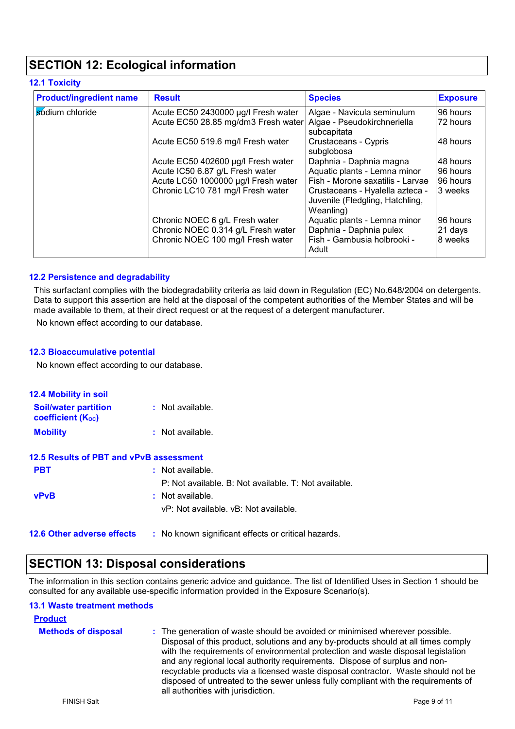## SECTION 12: Ecological information

### 12.1 Toxicity

| Product/ingredient name | Result | Species | Exposure |
|---|---|---|---|
| sodium chloride | Acute EC50 2430000 µg/l Fresh water | Algae - Navicula seminulum | 96 hours |
| | Acute EC50 28.85 mg/dm3 Fresh water | Algae - Pseudokirchneriella subcapitata | 72 hours |
| | Acute EC50 519.6 mg/l Fresh water | Crustaceans - Cypris subglobosa | 48 hours |
| | Acute EC50 402600 µg/l Fresh water | Daphnia - Daphnia magna | 48 hours |
| | Acute IC50 6.87 g/L Fresh water | Aquatic plants - Lemna minor | 96 hours |
| | Acute LC50 1000000 µg/l Fresh water | Fish - Morone saxatilis - Larvae | 96 hours |
| | Chronic LC10 781 mg/l Fresh water | Crustaceans - Hyalella azteca - Juvenile (Fledgling, Hatchling, Weanling) | 3 weeks |
| | Chronic NOEC 6 g/L Fresh water | Aquatic plants - Lemna minor | 96 hours |
| | Chronic NOEC 0.314 g/L Fresh water | Daphnia - Daphnia pulex | 21 days |
| | Chronic NOEC 100 mg/l Fresh water | Fish - Gambusia holbrooki - Adult | 8 weeks |

### 12.2 Persistence and degradability

This surfactant complies with the biodegradability criteria as laid down in Regulation (EC) No.648/2004 on detergents. Data to support this assertion are held at the disposal of the competent authorities of the Member States and will be made available to them, at their direct request or at the request of a detergent manufacturer.

No known effect according to our database.

### 12.3 Bioaccumulative potential

No known effect according to our database.

### 12.4 Mobility in soil

**Soil/water partition coefficient ($K_{OC}$)** : Not available.

**Mobility** : Not available.

### 12.5 Results of PBT and vPvB assessment

**PBT** : Not available.

P: Not available. B: Not available. T: Not available.

**vPvB** : Not available.

vP: Not available. vB: Not available.

### 12.6 Other adverse effects

: No known significant effects or critical hazards.

## SECTION 13: Disposal considerations

The information in this section contains generic advice and guidance. The list of Identified Uses in Section 1 should be consulted for any available use-specific information provided in the Exposure Scenario(s).

### 13.1 Waste treatment methods

**Product**

**Methods of disposal** : The generation of waste should be avoided or minimised wherever possible. Disposal of this product, solutions and any by-products should at all times comply with the requirements of environmental protection and waste disposal legislation and any regional local authority requirements. Dispose of surplus and non-recyclable products via a licensed waste disposal contractor. Waste should not be disposed of untreated to the sewer unless fully compliant with the requirements of all authorities with jurisdiction.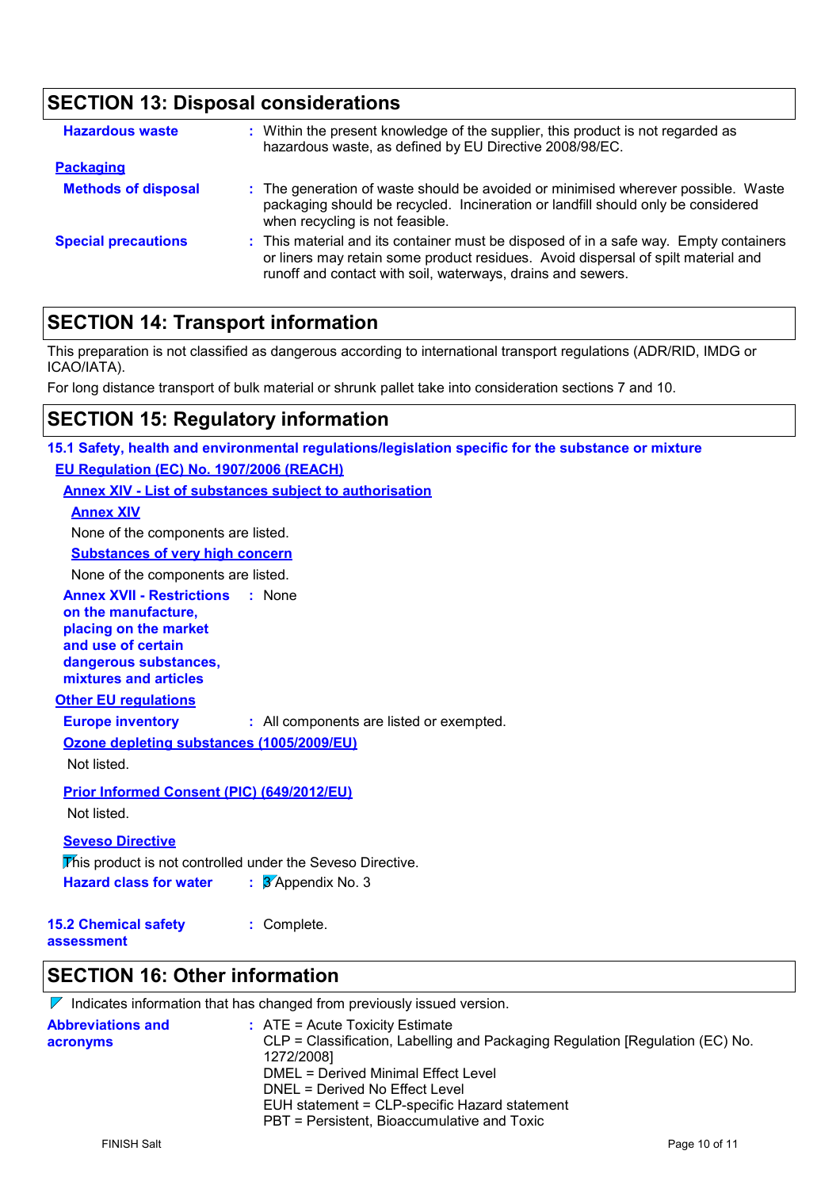## SECTION 13: Disposal considerations

**Hazardous waste** : Within the present knowledge of the supplier, this product is not regarded as hazardous waste, as defined by EU Directive 2008/98/EC.

**Packaging**

**Methods of disposal** : The generation of waste should be avoided or minimised wherever possible. Waste packaging should be recycled. Incineration or landfill should only be considered when recycling is not feasible.

**Special precautions** : This material and its container must be disposed of in a safe way. Empty containers or liners may retain some product residues. Avoid dispersal of spilt material and runoff and contact with soil, waterways, drains and sewers.

## SECTION 14: Transport information

This preparation is not classified as dangerous according to international transport regulations (ADR/RID, IMDG or ICAO/IATA).

For long distance transport of bulk material or shrunk pallet take into consideration sections 7 and 10.

## SECTION 15: Regulatory information

### 15.1 Safety, health and environmental regulations/legislation specific for the substance or mixture

**EU Regulation (EC) No. 1907/2006 (REACH)**

**Annex XIV - List of substances subject to authorisation**

**Annex XIV**

None of the components are listed.

**Substances of very high concern**

None of the components are listed.

**Annex XVII - Restrictions on the manufacture, placing on the market and use of certain dangerous substances, mixtures and articles** : None

**Other EU regulations**

**Europe inventory** : All components are listed or exempted.

**Ozone depleting substances (1005/2009/EU)**

Not listed.

**Prior Informed Consent (PIC) (649/2012/EU)**

Not listed.

**Seveso Directive**

This product is not controlled under the Seveso Directive.

**Hazard class for water** : 3 Appendix No. 3

**15.2 Chemical safety assessment** : Complete.

## SECTION 16: Other information

Indicates information that has changed from previously issued version.

**Abbreviations and acronyms** : ATE = Acute Toxicity Estimate
CLP = Classification, Labelling and Packaging Regulation [Regulation (EC) No. 1272/2008]
DMEL = Derived Minimal Effect Level
DNEL = Derived No Effect Level
EUH statement = CLP-specific Hazard statement
PBT = Persistent, Bioaccumulative and Toxic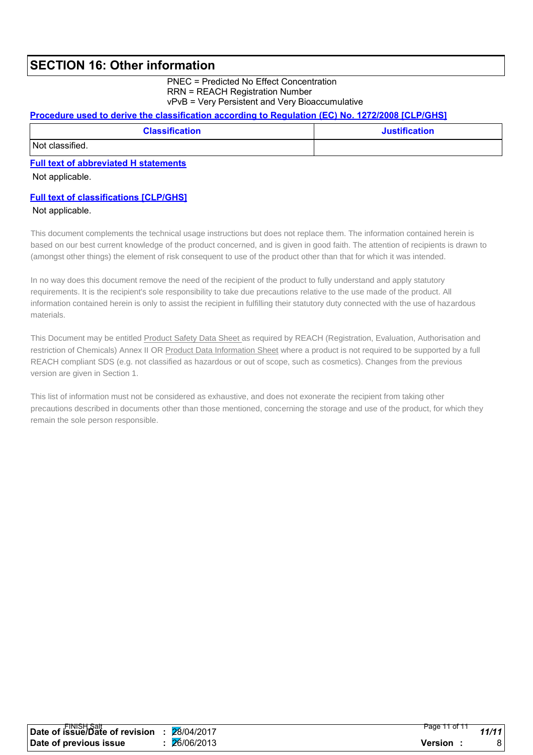# SECTION 16: Other information

PNEC = Predicted No Effect Concentration
RRN = REACH Registration Number
vPvB = Very Persistent and Very Bioaccumulative

**Procedure used to derive the classification according to Regulation (EC) No. 1272/2008 [CLP/GHS]**

| Classification | Justification |
|---|---|
| Not classified. | |

**Full text of abbreviated H statements**

Not applicable.

**Full text of classifications [CLP/GHS]**

Not applicable.

This document complements the technical usage instructions but does not replace them. The information contained herein is based on our best current knowledge of the product concerned, and is given in good faith. The attention of recipients is drawn to (amongst other things) the element of risk consequent to use of the product other than that for which it was intended.

In no way does this document remove the need of the recipient of the product to fully understand and apply statutory requirements. It is the recipient's sole responsibility to take due precautions relative to the use made of the product. All information contained herein is only to assist the recipient in fulfilling their statutory duty connected with the use of hazardous materials.

This Document may be entitled Product Safety Data Sheet as required by REACH (Registration, Evaluation, Authorisation and restriction of Chemicals) Annex II OR Product Data Information Sheet where a product is not required to be supported by a full REACH compliant SDS (e.g. not classified as hazardous or out of scope, such as cosmetics). Changes from the previous version are given in Section 1.

This list of information must not be considered as exhaustive, and does not exonerate the recipient from taking other precautions described in documents other than those mentioned, concerning the storage and use of the product, for which they remain the sole person responsible.

| | | |
|---|---|---|
| **Date of issue/Date of revision** | : 28/04/2017 | |
| **Date of previous issue** | : 26/06/2013 | **Version :** 8 |